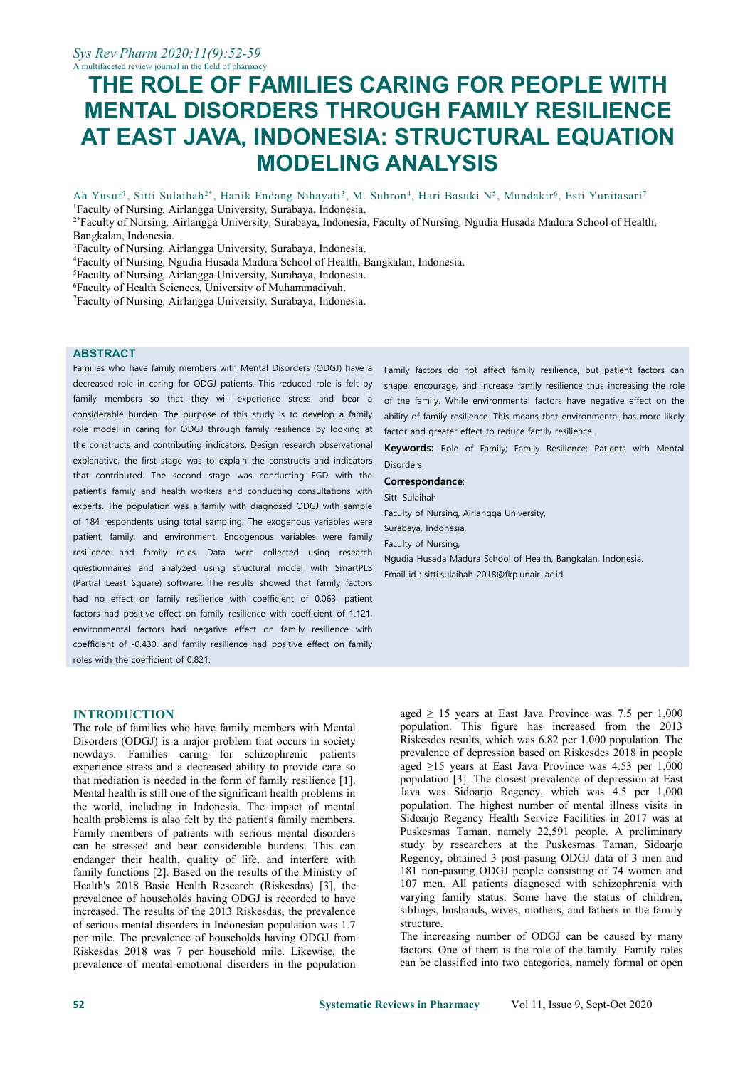# THE ROLE OF FAMILIES CARING FOR PEOPLE WITH MENTAL DISORDERS THROUGH FAMILY RESILIENCE AT EAST JAVA, INDONESIA: STRUCTURAL EQUATION MODELING ANALYSIS

Ah Yusuf[1], Sitti Sulaihah[2*], Hanik Endang Nihayati[3], M. Suhron[4], Hari Basuki N[5], Mundakir[6], Esti Yunitasari[7]

[1]Faculty of Nursing, Airlangga University, Surabaya, Indonesia.
[2*]Faculty of Nursing, Airlangga University, Surabaya, Indonesia, Faculty of Nursing, Ngudia Husada Madura School of Health, Bangkalan, Indonesia.
[3]Faculty of Nursing, Airlangga University, Surabaya, Indonesia.
[4]Faculty of Nursing, Ngudia Husada Madura School of Health, Bangkalan, Indonesia.
[5]Faculty of Nursing, Airlangga University, Surabaya, Indonesia.
[6]Faculty of Health Sciences, University of Muhammadiyah.
[7]Faculty of Nursing, Airlangga University, Surabaya, Indonesia.

## ABSTRACT

Families who have family members with Mental Disorders (ODGJ) have a decreased role in caring for ODGJ patients. This reduced role is felt by family members so that they will experience stress and bear a considerable burden. The purpose of this study is to develop a family role model in caring for ODGJ through family resilience by looking at the constructs and contributing indicators. Design research observational explanative, the first stage was to explain the constructs and indicators that contributed. The second stage was conducting FGD with the patient's family and health workers and conducting consultations with experts. The population was a family with diagnosed ODGJ with sample of 184 respondents using total sampling. The exogenous variables were patient, family, and environment. Endogenous variables were family resilience and family roles. Data were collected using research questionnaires and analyzed using structural model with SmartPLS (Partial Least Square) software. The results showed that family factors had no effect on family resilience with coefficient of 0.063, patient factors had positive effect on family resilience with coefficient of 1.121, environmental factors had negative effect on family resilience with coefficient of -0.430, and family resilience had positive effect on family roles with the coefficient of 0.821. Family factors do not affect family resilience, but patient factors can shape, encourage, and increase family resilience thus increasing the role of the family. While environmental factors have negative effect on the ability of family resilience. This means that environmental has more likely factor and greater effect to reduce family resilience.

**Keywords:** Role of Family; Family Resilience; Patients with Mental Disorders.

**Correspondance**:
Sitti Sulaihah
Faculty of Nursing, Airlangga University,
Surabaya, Indonesia.
Faculty of Nursing,
Ngudia Husada Madura School of Health, Bangkalan, Indonesia.
Email id : sitti.sulaihah-2018@fkp.unair. ac.id

## INTRODUCTION

The role of families who have family members with Mental Disorders (ODGJ) is a major problem that occurs in society nowdays. Families caring for schizophrenic patients experience stress and a decreased ability to provide care so that mediation is needed in the form of family resilience [1]. Mental health is still one of the significant health problems in the world, including in Indonesia. The impact of mental health problems is also felt by the patient's family members. Family members of patients with serious mental disorders can be stressed and bear considerable burdens. This can endanger their health, quality of life, and interfere with family functions [2]. Based on the results of the Ministry of Health's 2018 Basic Health Research (Riskesdas) [3], the prevalence of households having ODGJ is recorded to have increased. The results of the 2013 Riskesdas, the prevalence of serious mental disorders in Indonesian population was 1.7 per mile. The prevalence of households having ODGJ from Riskesdas 2018 was 7 per household mile. Likewise, the prevalence of mental-emotional disorders in the population aged ≥ 15 years at East Java Province was 7.5 per 1,000 population. This figure has increased from the 2013 Riskesdes results, which was 6.82 per 1,000 population. The prevalence of depression based on Riskesdes 2018 in people aged ≥15 years at East Java Province was 4.53 per 1,000 population [3]. The closest prevalence of depression at East Java was Sidoarjo Regency, which was 4.5 per 1,000 population. The highest number of mental illness visits in Sidoarjo Regency Health Service Facilities in 2017 was at Puskesmas Taman, namely 22,591 people. A preliminary study by researchers at the Puskesmas Taman, Sidoarjo Regency, obtained 3 post-pasung ODGJ data of 3 men and 181 non-pasung ODGJ people consisting of 74 women and 107 men. All patients diagnosed with schizophrenia with varying family status. Some have the status of children, siblings, husbands, wives, mothers, and fathers in the family structure.

The increasing number of ODGJ can be caused by many factors. One of them is the role of the family. Family roles can be classified into two categories, namely formal or open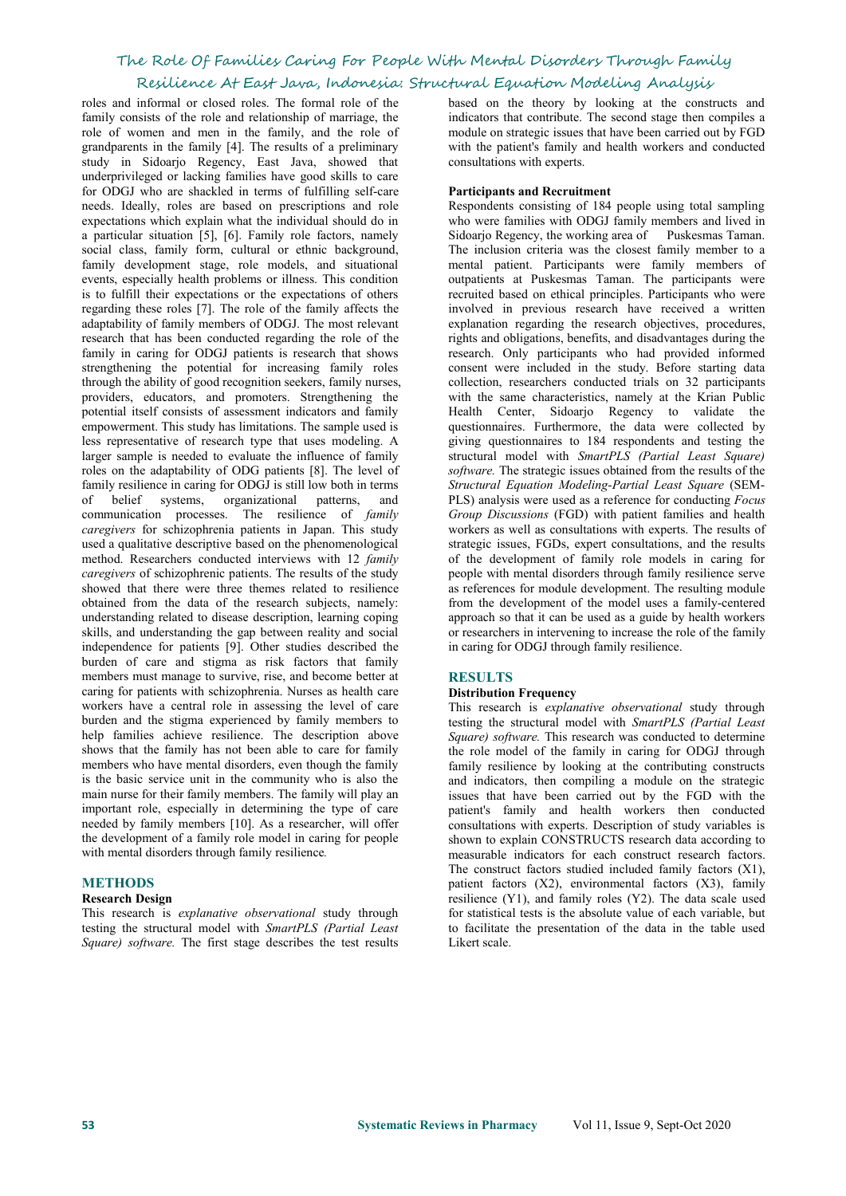roles and informal or closed roles. The formal role of the family consists of the role and relationship of marriage, the role of women and men in the family, and the role of grandparents in the family [4]. The results of a preliminary study in Sidoarjo Regency, East Java, showed that underprivileged or lacking families have good skills to care for ODGJ who are shackled in terms of fulfilling self-care needs. Ideally, roles are based on prescriptions and role expectations which explain what the individual should do in a particular situation [5], [6]. Family role factors, namely social class, family form, cultural or ethnic background, family development stage, role models, and situational events, especially health problems or illness. This condition is to fulfill their expectations or the expectations of others regarding these roles [7]. The role of the family affects the adaptability of family members of ODGJ. The most relevant research that has been conducted regarding the role of the family in caring for ODGJ patients is research that shows strengthening the potential for increasing family roles through the ability of good recognition seekers, family nurses, providers, educators, and promoters. Strengthening the potential itself consists of assessment indicators and family empowerment. This study has limitations. The sample used is less representative of research type that uses modeling. A larger sample is needed to evaluate the influence of family roles on the adaptability of ODG patients [8]. The level of family resilience in caring for ODGJ is still low both in terms of belief systems, organizational patterns, and communication processes. The resilience of *family caregivers* for schizophrenia patients in Japan. This study used a qualitative descriptive based on the phenomenological method. Researchers conducted interviews with 12 *family caregivers* of schizophrenic patients. The results of the study showed that there were three themes related to resilience obtained from the data of the research subjects, namely: understanding related to disease description, learning coping skills, and understanding the gap between reality and social independence for patients [9]. Other studies described the burden of care and stigma as risk factors that family members must manage to survive, rise, and become better at caring for patients with schizophrenia. Nurses as health care workers have a central role in assessing the level of care burden and the stigma experienced by family members to help families achieve resilience. The description above shows that the family has not been able to care for family members who have mental disorders, even though the family is the basic service unit in the community who is also the main nurse for their family members. The family will play an important role, especially in determining the type of care needed by family members [10]. As a researcher, will offer the development of a family role model in caring for people with mental disorders through family resilience.

## METHODS

### Research Design

This research is *explanative observational* study through testing the structural model with *SmartPLS (Partial Least Square) software.* The first stage describes the test results based on the theory by looking at the constructs and indicators that contribute. The second stage then compiles a module on strategic issues that have been carried out by FGD with the patient's family and health workers and conducted consultations with experts.

### Participants and Recruitment

Respondents consisting of 184 people using total sampling who were families with ODGJ family members and lived in Sidoarjo Regency, the working area of Puskesmas Taman. The inclusion criteria was the closest family member to a mental patient. Participants were family members of outpatients at Puskesmas Taman. The participants were recruited based on ethical principles. Participants who were involved in previous research have received a written explanation regarding the research objectives, procedures, rights and obligations, benefits, and disadvantages during the research. Only participants who had provided informed consent were included in the study. Before starting data collection, researchers conducted trials on 32 participants with the same characteristics, namely at the Krian Public Health Center, Sidoarjo Regency to validate the questionnaires. Furthermore, the data were collected by giving questionnaires to 184 respondents and testing the structural model with *SmartPLS (Partial Least Square) software.* The strategic issues obtained from the results of the *Structural Equation Modeling-Partial Least Square* (SEM-PLS) analysis were used as a reference for conducting *Focus Group Discussions* (FGD) with patient families and health workers as well as consultations with experts. The results of strategic issues, FGDs, expert consultations, and the results of the development of family role models in caring for people with mental disorders through family resilience serve as references for module development. The resulting module from the development of the model uses a family-centered approach so that it can be used as a guide by health workers or researchers in intervening to increase the role of the family in caring for ODGJ through family resilience.

## RESULTS

### Distribution Frequency

This research is *explanative observational* study through testing the structural model with *SmartPLS (Partial Least Square) software.* This research was conducted to determine the role model of the family in caring for ODGJ through family resilience by looking at the contributing constructs and indicators, then compiling a module on the strategic issues that have been carried out by the FGD with the patient's family and health workers then conducted consultations with experts. Description of study variables is shown to explain CONSTRUCTS research data according to measurable indicators for each construct research factors. The construct factors studied included family factors (X1), patient factors (X2), environmental factors (X3), family resilience (Y1), and family roles (Y2). The data scale used for statistical tests is the absolute value of each variable, but to facilitate the presentation of the data in the table used Likert scale.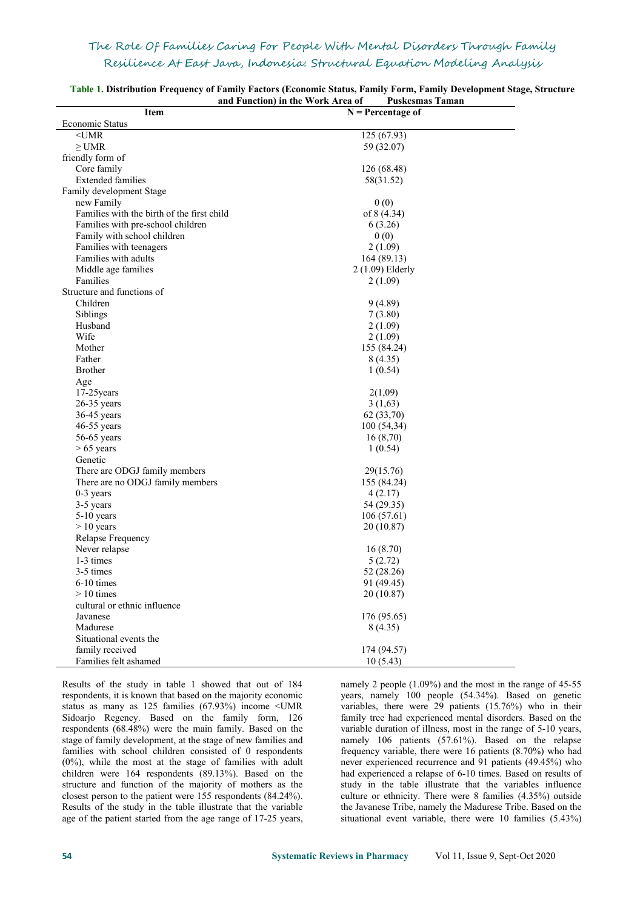**Table 1. Distribution Frequency of Family Factors (Economic Status, Family Form, Family Development Stage, Structure and Function) in the Work Area of Puskesmas Taman**

| Item | N = Percentage of |
|---|---|
| Economic Status | |
| <UMR | 125 (67.93) |
| ≥ UMR | 59 (32.07) |
| friendly form of | |
| Core family | 126 (68.48) |
| Extended families | 58(31.52) |
| Family development Stage | |
| new Family | 0 (0) |
| Families with the birth of the first child | of 8 (4.34) |
| Families with pre-school children | 6 (3.26) |
| Family with school children | 0 (0) |
| Families with teenagers | 2 (1.09) |
| Families with adults | 164 (89.13) |
| Middle age families | 2 (1.09) Elderly |
| Families | 2 (1.09) |
| Structure and functions of | |
| Children | 9 (4.89) |
| Siblings | 7 (3.80) |
| Husband | 2 (1.09) |
| Wife | 2 (1.09) |
| Mother | 155 (84.24) |
| Father | 8 (4.35) |
| Brother | 1 (0.54) |
| Age | |
| 17-25years | 2(1,09) |
| 26-35 years | 3 (1,63) |
| 36-45 years | 62 (33,70) |
| 46-55 years | 100 (54,34) |
| 56-65 years | 16 (8,70) |
| > 65 years | 1 (0.54) |
| Genetic | |
| There are ODGJ family members | 29(15.76) |
| There are no ODGJ family members | 155 (84.24) |
| 0-3 years | 4 (2.17) |
| 3-5 years | 54 (29.35) |
| 5-10 years | 106 (57.61) |
| > 10 years | 20 (10.87) |
| Relapse Frequency | |
| Never relapse | 16 (8.70) |
| 1-3 times | 5 (2.72) |
| 3-5 times | 52 (28.26) |
| 6-10 times | 91 (49.45) |
| > 10 times | 20 (10.87) |
| cultural or ethnic influence | |
| Javanese | 176 (95.65) |
| Madurese | 8 (4.35) |
| Situational events the | |
| family received | 174 (94.57) |
| Families felt ashamed | 10 (5.43) |

Results of the study in table 1 showed that out of 184 respondents, it is known that based on the majority economic status as many as 125 families (67.93%) income <UMR Sidoarjo Regency. Based on the family form, 126 respondents (68.48%) were the main family. Based on the stage of family development, at the stage of new families and families with school children consisted of 0 respondents (0%), while the most at the stage of families with adult children were 164 respondents (89.13%). Based on the structure and function of the majority of mothers as the closest person to the patient were 155 respondents (84.24%). Results of the study in the table illustrate that the variable age of the patient started from the age range of 17-25 years, namely 2 people (1.09%) and the most in the range of 45-55 years, namely 100 people (54.34%). Based on genetic variables, there were 29 patients (15.76%) who in their family tree had experienced mental disorders. Based on the variable duration of illness, most in the range of 5-10 years, namely 106 patients (57.61%). Based on the relapse frequency variable, there were 16 patients (8.70%) who had never experienced recurrence and 91 patients (49.45%) who had experienced a relapse of 6-10 times. Based on results of study in the table illustrate that the variables influence culture or ethnicity. There were 8 families (4.35%) outside the Javanese Tribe, namely the Madurese Tribe. Based on the situational event variable, there were 10 families (5.43%)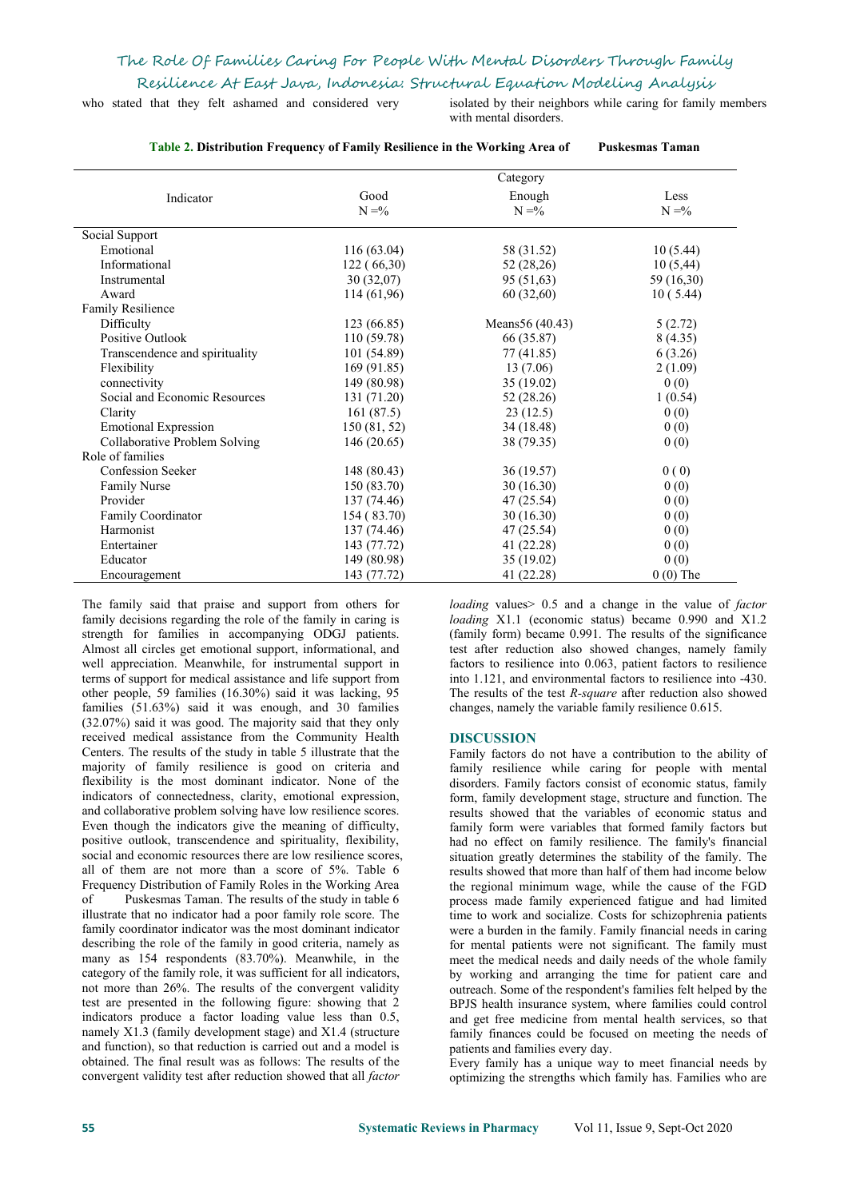who stated that they felt ashamed and considered very isolated by their neighbors while caring for family members with mental disorders.

**Table 2. Distribution Frequency of Family Resilience in the Working Area of Puskesmas Taman**

| Indicator | Category | | |
|---|---|---|---|
| | Good N =% | Enough N =% | Less N =% |
| Social Support | | | |
| Emotional | 116 (63.04) | 58 (31.52) | 10 (5.44) |
| Informational | 122 ( 66,30) | 52 (28,26) | 10 (5,44) |
| Instrumental | 30 (32,07) | 95 (51,63) | 59 (16,30) |
| Award | 114 (61,96) | 60 (32,60) | 10 ( 5.44) |
| Family Resilience | | | |
| Difficulty | 123 (66.85) | Means56 (40.43) | 5 (2.72) |
| Positive Outlook | 110 (59.78) | 66 (35.87) | 8 (4.35) |
| Transcendence and spirituality | 101 (54.89) | 77 (41.85) | 6 (3.26) |
| Flexibility | 169 (91.85) | 13 (7.06) | 2 (1.09) |
| connectivity | 149 (80.98) | 35 (19.02) | 0 (0) |
| Social and Economic Resources | 131 (71.20) | 52 (28.26) | 1 (0.54) |
| Clarity | 161 (87.5) | 23 (12.5) | 0 (0) |
| Emotional Expression | 150 (81, 52) | 34 (18.48) | 0 (0) |
| Collaborative Problem Solving | 146 (20.65) | 38 (79.35) | 0 (0) |
| Role of families | | | |
| Confession Seeker | 148 (80.43) | 36 (19.57) | 0 ( 0) |
| Family Nurse | 150 (83.70) | 30 (16.30) | 0 (0) |
| Provider | 137 (74.46) | 47 (25.54) | 0 (0) |
| Family Coordinator | 154 ( 83.70) | 30 (16.30) | 0 (0) |
| Harmonist | 137 (74.46) | 47 (25.54) | 0 (0) |
| Entertainer | 143 (77.72) | 41 (22.28) | 0 (0) |
| Educator | 149 (80.98) | 35 (19.02) | 0 (0) |
| Encouragement | 143 (77.72) | 41 (22.28) | 0 (0) The |

The family said that praise and support from others for family decisions regarding the role of the family in caring is strength for families in accompanying ODGJ patients. Almost all circles get emotional support, informational, and well appreciation. Meanwhile, for instrumental support in terms of support for medical assistance and life support from other people, 59 families (16.30%) said it was lacking, 95 families (51.63%) said it was enough, and 30 families (32.07%) said it was good. The majority said that they only received medical assistance from the Community Health Centers. The results of the study in table 5 illustrate that the majority of family resilience is good on criteria and flexibility is the most dominant indicator. None of the indicators of connectedness, clarity, emotional expression, and collaborative problem solving have low resilience scores. Even though the indicators give the meaning of difficulty, positive outlook, transcendence and spirituality, flexibility, social and economic resources there are low resilience scores, all of them are not more than a score of 5%. Table 6 Frequency Distribution of Family Roles in the Working Area of Puskesmas Taman. The results of the study in table 6 illustrate that no indicator had a poor family role score. The family coordinator indicator was the most dominant indicator describing the role of the family in good criteria, namely as many as 154 respondents (83.70%). Meanwhile, in the category of the family role, it was sufficient for all indicators, not more than 26%. The results of the convergent validity test are presented in the following figure: showing that 2 indicators produce a factor loading value less than 0.5, namely X1.3 (family development stage) and X1.4 (structure and function), so that reduction is carried out and a model is obtained. The final result was as follows: The results of the convergent validity test after reduction showed that all *factor loading* values> 0.5 and a change in the value of *factor loading* X1.1 (economic status) became 0.990 and X1.2 (family form) became 0.991. The results of the significance test after reduction also showed changes, namely family factors to resilience into 0.063, patient factors to resilience into 1.121, and environmental factors to resilience into -430. The results of the test *R-square* after reduction also showed changes, namely the variable family resilience 0.615.

## DISCUSSION

Family factors do not have a contribution to the ability of family resilience while caring for people with mental disorders. Family factors consist of economic status, family form, family development stage, structure and function. The results showed that the variables of economic status and family form were variables that formed family factors but had no effect on family resilience. The family's financial situation greatly determines the stability of the family. The results showed that more than half of them had income below the regional minimum wage, while the cause of the FGD process made family experienced fatigue and had limited time to work and socialize. Costs for schizophrenia patients were a burden in the family. Family financial needs in caring for mental patients were not significant. The family must meet the medical needs and daily needs of the whole family by working and arranging the time for patient care and outreach. Some of the respondent's families felt helped by the BPJS health insurance system, where families could control and get free medicine from mental health services, so that family finances could be focused on meeting the needs of patients and families every day.

Every family has a unique way to meet financial needs by optimizing the strengths which family has. Families who are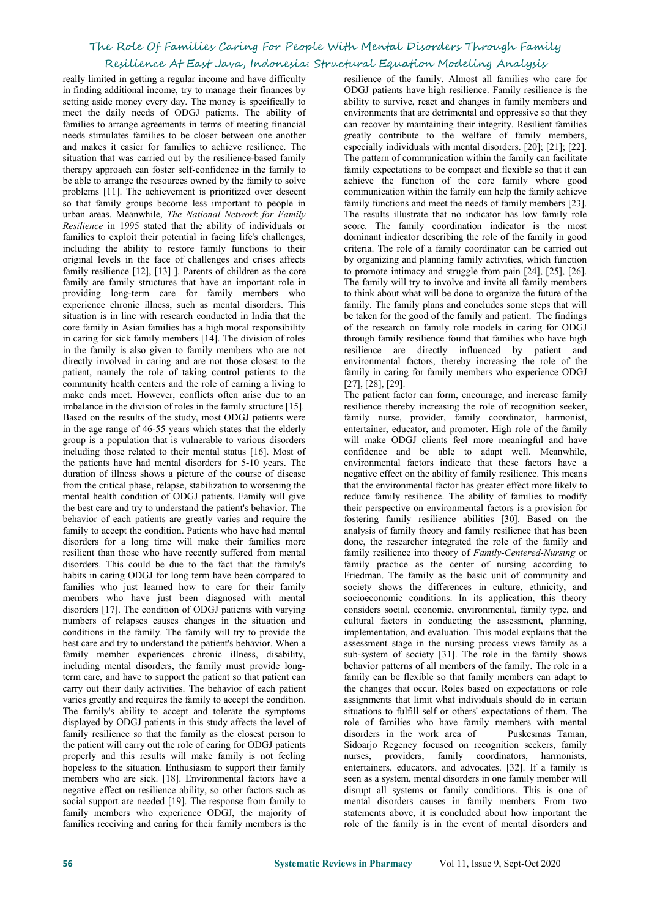really limited in getting a regular income and have difficulty in finding additional income, try to manage their finances by setting aside money every day. The money is specifically to meet the daily needs of ODGJ patients. The ability of families to arrange agreements in terms of meeting financial needs stimulates families to be closer between one another and makes it easier for families to achieve resilience. The situation that was carried out by the resilience-based family therapy approach can foster self-confidence in the family to be able to arrange the resources owned by the family to solve problems [11]. The achievement is prioritized over descent so that family groups become less important to people in urban areas. Meanwhile, *The National Network for Family Resilience* in 1995 stated that the ability of individuals or families to exploit their potential in facing life's challenges, including the ability to restore family functions to their original levels in the face of challenges and crises affects family resilience [12], [13] ]. Parents of children as the core family are family structures that have an important role in providing long-term care for family members who experience chronic illness, such as mental disorders. This situation is in line with research conducted in India that the core family in Asian families has a high moral responsibility in caring for sick family members [14]. The division of roles in the family is also given to family members who are not directly involved in caring and are not those closest to the patient, namely the role of taking control patients to the community health centers and the role of earning a living to make ends meet. However, conflicts often arise due to an imbalance in the division of roles in the family structure [15]. Based on the results of the study, most ODGJ patients were in the age range of 46-55 years which states that the elderly group is a population that is vulnerable to various disorders including those related to their mental status [16]. Most of the patients have had mental disorders for 5-10 years. The duration of illness shows a picture of the course of disease from the critical phase, relapse, stabilization to worsening the mental health condition of ODGJ patients. Family will give the best care and try to understand the patient's behavior. The behavior of each patients are greatly varies and require the family to accept the condition. Patients who have had mental disorders for a long time will make their families more resilient than those who have recently suffered from mental disorders. This could be due to the fact that the family's habits in caring ODGJ for long term have been compared to families who just learned how to care for their family members who have just been diagnosed with mental disorders [17]. The condition of ODGJ patients with varying numbers of relapses causes changes in the situation and conditions in the family. The family will try to provide the best care and try to understand the patient's behavior. When a family member experiences chronic illness, disability, including mental disorders, the family must provide long-term care, and have to support the patient so that patient can carry out their daily activities. The behavior of each patient varies greatly and requires the family to accept the condition. The family's ability to accept and tolerate the symptoms displayed by ODGJ patients in this study affects the level of family resilience so that the family as the closest person to the patient will carry out the role of caring for ODGJ patients properly and this results will make family is not feeling hopeless to the situation. Enthusiasm to support their family members who are sick. [18]. Environmental factors have a negative effect on resilience ability, so other factors such as social support are needed [19]. The response from family to family members who experience ODGJ, the majority of families receiving and caring for their family members is the resilience of the family. Almost all families who care for ODGJ patients have high resilience. Family resilience is the ability to survive, react and changes in family members and environments that are detrimental and oppressive so that they can recover by maintaining their integrity. Resilient families greatly contribute to the welfare of family members, especially individuals with mental disorders. [20]; [21]; [22]. The pattern of communication within the family can facilitate family expectations to be compact and flexible so that it can achieve the function of the core family where good communication within the family can help the family achieve family functions and meet the needs of family members [23]. The results illustrate that no indicator has low family role score. The family coordination indicator is the most dominant indicator describing the role of the family in good criteria. The role of a family coordinator can be carried out by organizing and planning family activities, which function to promote intimacy and struggle from pain [24], [25], [26]. The family will try to involve and invite all family members to think about what will be done to organize the future of the family. The family plans and concludes some steps that will be taken for the good of the family and patient. The findings of the research on family role models in caring for ODGJ through family resilience found that families who have high resilience are directly influenced by patient and environmental factors, thereby increasing the role of the family in caring for family members who experience ODGJ [27], [28], [29].

The patient factor can form, encourage, and increase family resilience thereby increasing the role of recognition seeker, family nurse, provider, family coordinator, harmonist, entertainer, educator, and promoter. High role of the family will make ODGJ clients feel more meaningful and have confidence and be able to adapt well. Meanwhile, environmental factors indicate that these factors have a negative effect on the ability of family resilience. This means that the environmental factor has greater effect more likely to reduce family resilience. The ability of families to modify their perspective on environmental factors is a provision for fostering family resilience abilities [30]. Based on the analysis of family theory and family resilience that has been done, the researcher integrated the role of the family and family resilience into theory of *Family-Centered-Nursing* or family practice as the center of nursing according to Friedman. The family as the basic unit of community and society shows the differences in culture, ethnicity, and socioeconomic conditions. In its application, this theory considers social, economic, environmental, family type, and cultural factors in conducting the assessment, planning, implementation, and evaluation. This model explains that the assessment stage in the nursing process views family as a sub-system of society [31]. The role in the family shows behavior patterns of all members of the family. The role in a family can be flexible so that family members can adapt to the changes that occur. Roles based on expectations or role assignments that limit what individuals should do in certain situations to fulfill self or others' expectations of them. The role of families who have family members with mental disorders in the work area of Puskesmas Taman, Sidoarjo Regency focused on recognition seekers, family nurses, providers, family coordinators, harmonists, entertainers, educators, and advocates. [32]. If a family is seen as a system, mental disorders in one family member will disrupt all systems or family conditions. This is one of mental disorders causes in family members. From two statements above, it is concluded about how important the role of the family is in the event of mental disorders and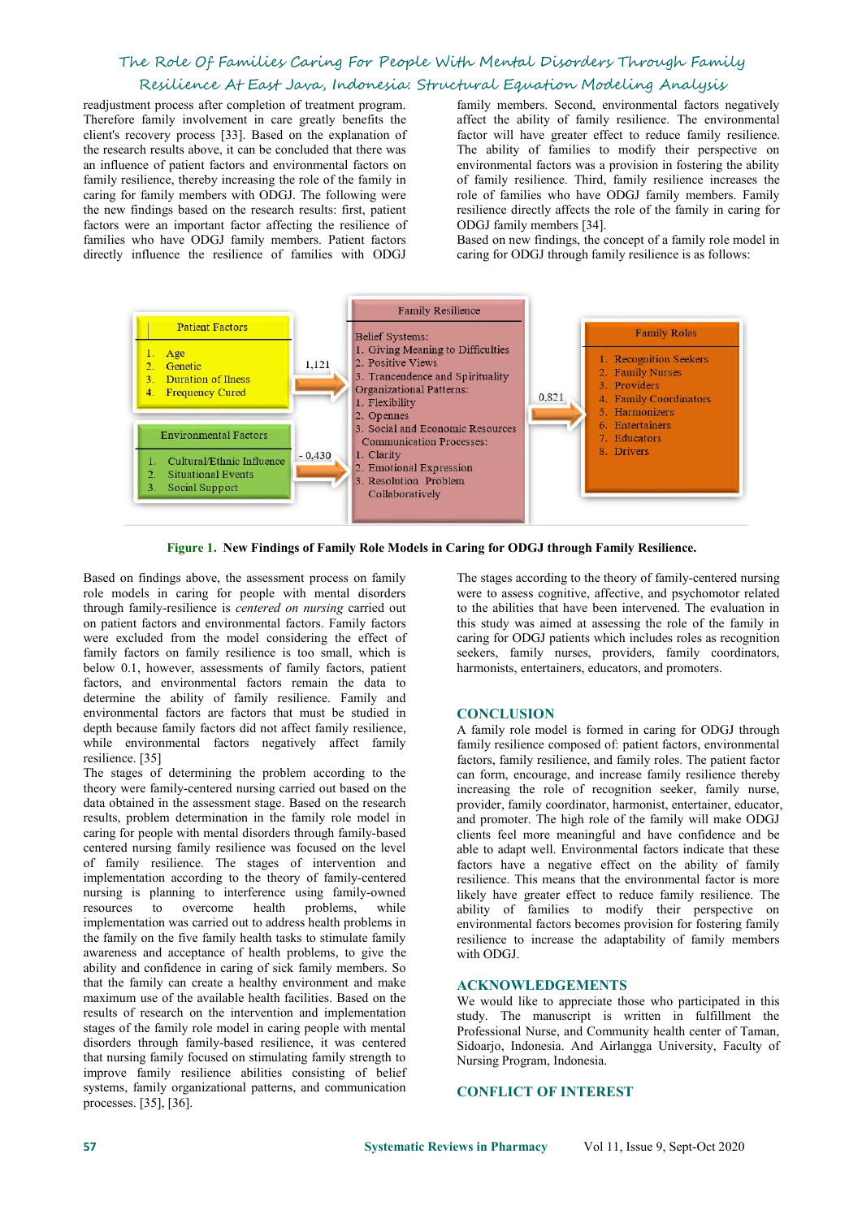readjustment process after completion of treatment program. Therefore family involvement in care greatly benefits the client's recovery process [33]. Based on the explanation of the research results above, it can be concluded that there was an influence of patient factors and environmental factors on family resilience, thereby increasing the role of the family in caring for family members with ODGJ. The following were the new findings based on the research results: first, patient factors were an important factor affecting the resilience of families who have ODGJ family members. Patient factors directly influence the resilience of families with ODGJ family members. Second, environmental factors negatively affect the ability of family resilience. The environmental factor will have greater effect to reduce family resilience. The ability of families to modify their perspective on environmental factors was a provision in fostering the ability of family resilience. Third, family resilience increases the role of families who have ODGJ family members. Family resilience directly affects the role of the family in caring for ODGJ family members [34].

Based on new findings, the concept of a family role model in caring for ODGJ through family resilience is as follows:

**Patient Factors**
1. Age
2. Genetic
3. Duration of Ilness
4. Frequency Cured

**Environmental Factors**
1. Cultural/Ethnic Influence
2. Situational Events
3. Social Support

1,121

- 0,430

**Family Resilience**

Belief Systems:
1. Giving Meaning to Difficulties
2. Positive Views
3. Trancendence and Spirituality

Organizational Patterns:
1. Flexibility
2. Opennes
3. Social and Economic Resources

Communication Processes:
1. Clarity
2. Emotional Expression
3. Resolution Problem Collaboratively

0,821

**Family Roles**
1. Recognition Seekers
2. Family Nurses
3. Providers
4. Family Coordinators
5. Harmonizers
6. Entertainers
7. Educators
8. Drivers

**Figure 1. New Findings of Family Role Models in Caring for ODGJ through Family Resilience.**

Based on findings above, the assessment process on family role models in caring for people with mental disorders through family-resilience is *centered on nursing* carried out on patient factors and environmental factors. Family factors were excluded from the model considering the effect of family factors on family resilience is too small, which is below 0.1, however, assessments of family factors, patient factors, and environmental factors remain the data to determine the ability of family resilience. Family and environmental factors are factors that must be studied in depth because family factors did not affect family resilience, while environmental factors negatively affect family resilience. [35]

The stages of determining the problem according to the theory were family-centered nursing carried out based on the data obtained in the assessment stage. Based on the research results, problem determination in the family role model in caring for people with mental disorders through family-based centered nursing family resilience was focused on the level of family resilience. The stages of intervention and implementation according to the theory of family-centered nursing is planning to interference using family-owned resources to overcome health problems, while implementation was carried out to address health problems in the family on the five family health tasks to stimulate family awareness and acceptance of health problems, to give the ability and confidence in caring of sick family members. So that the family can create a healthy environment and make maximum use of the available health facilities. Based on the results of research on the intervention and implementation stages of the family role model in caring people with mental disorders through family-based resilience, it was centered that nursing family focused on stimulating family strength to improve family resilience abilities consisting of belief systems, family organizational patterns, and communication processes. [35], [36].

The stages according to the theory of family-centered nursing were to assess cognitive, affective, and psychomotor related to the abilities that have been intervened. The evaluation in this study was aimed at assessing the role of the family in caring for ODGJ patients which includes roles as recognition seekers, family nurses, providers, family coordinators, harmonists, entertainers, educators, and promoters.

## CONCLUSION

A family role model is formed in caring for ODGJ through family resilience composed of: patient factors, environmental factors, family resilience, and family roles. The patient factor can form, encourage, and increase family resilience thereby increasing the role of recognition seeker, family nurse, provider, family coordinator, harmonist, entertainer, educator, and promoter. The high role of the family will make ODGJ clients feel more meaningful and have confidence and be able to adapt well. Environmental factors indicate that these factors have a negative effect on the ability of family resilience. This means that the environmental factor is more likely have greater effect to reduce family resilience. The ability of families to modify their perspective on environmental factors becomes provision for fostering family resilience to increase the adaptability of family members with ODGJ.

## ACKNOWLEDGEMENTS

We would like to appreciate those who participated in this study. The manuscript is written in fulfillment the Professional Nurse, and Community health center of Taman, Sidoarjo, Indonesia. And Airlangga University, Faculty of Nursing Program, Indonesia.

## CONFLICT OF INTEREST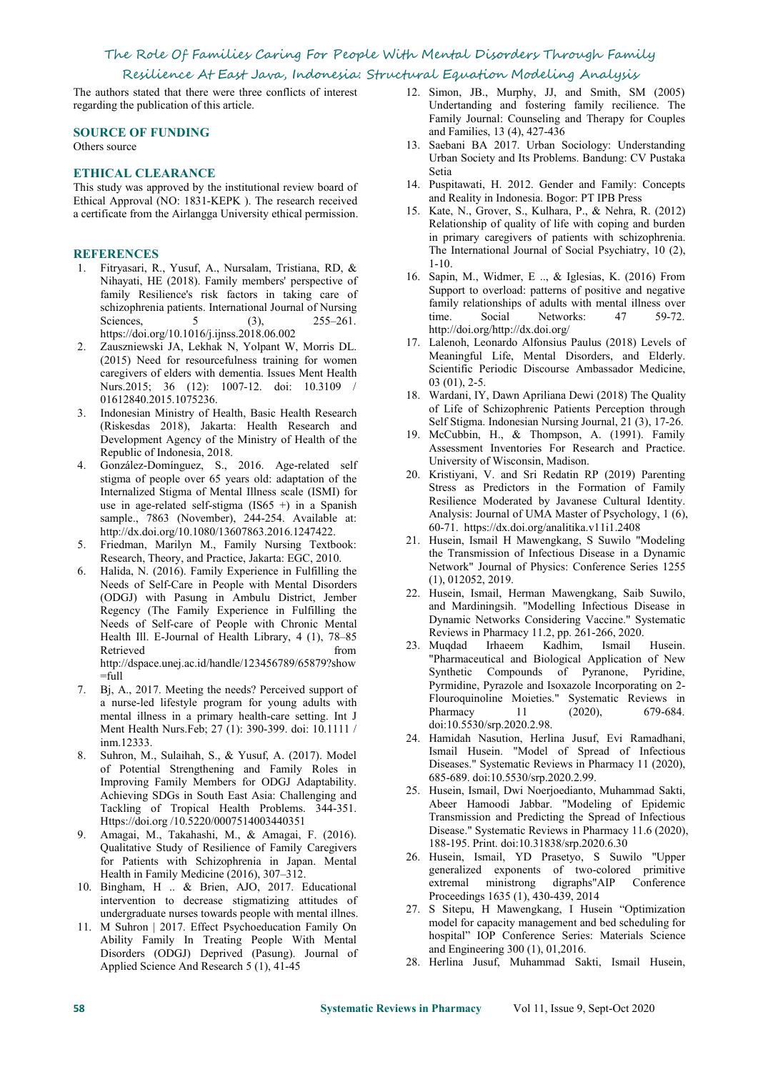The authors stated that there were three conflicts of interest regarding the publication of this article.

## SOURCE OF FUNDING

Others source

## ETHICAL CLEARANCE

This study was approved by the institutional review board of Ethical Approval (NO: 1831-KEPK ). The research received a certificate from the Airlangga University ethical permission.

## REFERENCES

1. Fitryasari, R., Yusuf, A., Nursalam, Tristiana, RD, & Nihayati, HE (2018). Family members' perspective of family Resilience's risk factors in taking care of schizophrenia patients. International Journal of Nursing Sciences, 5 (3), 255–261. https://doi.org/10.1016/j.ijnss.2018.06.002
2. Zauszniewski JA, Lekhak N, Yolpant W, Morris DL. (2015) Need for resourcefulness training for women caregivers of elders with dementia. Issues Ment Health Nurs.2015; 36 (12): 1007-12. doi: 10.3109 / 01612840.2015.1075236.
3. Indonesian Ministry of Health, Basic Health Research (Riskesdas 2018), Jakarta: Health Research and Development Agency of the Ministry of Health of the Republic of Indonesia, 2018.
4. González-Domínguez, S., 2016. Age-related self stigma of people over 65 years old: adaptation of the Internalized Stigma of Mental Illness scale (ISMI) for use in age-related self-stigma (IS65 +) in a Spanish sample., 7863 (November), 244-254. Available at: http://dx.doi.org/10.1080/13607863.2016.1247422.
5. Friedman, Marilyn M., Family Nursing Textbook: Research, Theory, and Practice, Jakarta: EGC, 2010.
6. Halida, N. (2016). Family Experience in Fulfilling the Needs of Self-Care in People with Mental Disorders (ODGJ) with Pasung in Ambulu District, Jember Regency (The Family Experience in Fulfilling the Needs of Self-care of People with Chronic Mental Health Ill. E-Journal of Health Library, 4 (1), 78–85 Retrieved from http://dspace.unej.ac.id/handle/123456789/65879?show =full
7. Bj, A., 2017. Meeting the needs? Perceived support of a nurse-led lifestyle program for young adults with mental illness in a primary health-care setting. Int J Ment Health Nurs.Feb; 27 (1): 390-399. doi: 10.1111 / inm.12333.
8. Suhron, M., Sulaihah, S., & Yusuf, A. (2017). Model of Potential Strengthening and Family Roles in Improving Family Members for ODGJ Adaptability. Achieving SDGs in South East Asia: Challenging and Tackling of Tropical Health Problems. 344-351. Https://doi.org /10.5220/0007514003440351
9. Amagai, M., Takahashi, M., & Amagai, F. (2016). Qualitative Study of Resilience of Family Caregivers for Patients with Schizophrenia in Japan. Mental Health in Family Medicine (2016), 307–312.
10. Bingham, H .. & Brien, AJO, 2017. Educational intervention to decrease stigmatizing attitudes of undergraduate nurses towards people with mental illnes.
11. M Suhron | 2017. Effect Psychoeducation Family On Ability Family In Treating People With Mental Disorders (ODGJ) Deprived (Pasung). Journal of Applied Science And Research 5 (1), 41-45
12. Simon, JB., Murphy, JJ, and Smith, SM (2005) Undertanding and fostering family recilience. The Family Journal: Counseling and Therapy for Couples and Families, 13 (4), 427-436
13. Saebani BA 2017. Urban Sociology: Understanding Urban Society and Its Problems. Bandung: CV Pustaka Setia
14. Puspitawati, H. 2012. Gender and Family: Concepts and Reality in Indonesia. Bogor: PT IPB Press
15. Kate, N., Grover, S., Kulhara, P., & Nehra, R. (2012) Relationship of quality of life with coping and burden in primary caregivers of patients with schizophrenia. The International Journal of Social Psychiatry, 10 (2), 1-10.
16. Sapin, M., Widmer, E .., & Iglesias, K. (2016) From Support to overload: patterns of positive and negative family relationships of adults with mental illness over time. Social Networks: 47 59-72. http://doi.org/http://dx.doi.org/
17. Lalenoh, Leonardo Alfonsius Paulus (2018) Levels of Meaningful Life, Mental Disorders, and Elderly. Scientific Periodic Discourse Ambassador Medicine, 03 (01), 2-5.
18. Wardani, IY, Dawn Apriliana Dewi (2018) The Quality of Life of Schizophrenic Patients Perception through Self Stigma. Indonesian Nursing Journal, 21 (3), 17-26.
19. McCubbin, H., & Thompson, A. (1991). Family Assessment Inventories For Research and Practice. University of Wisconsin, Madison.
20. Kristiyani, V. and Sri Redatin RP (2019) Parenting Stress as Predictors in the Formation of Family Resilience Moderated by Javanese Cultural Identity. Analysis: Journal of UMA Master of Psychology, 1 (6), 60-71. https://dx.doi.org/analitika.v11i1.2408
21. Husein, Ismail H Mawengkang, S Suwilo "Modeling the Transmission of Infectious Disease in a Dynamic Network" Journal of Physics: Conference Series 1255 (1), 012052, 2019.
22. Husein, Ismail, Herman Mawengkang, Saib Suwilo, and Mardiningsih. "Modelling Infectious Disease in Dynamic Networks Considering Vaccine." Systematic Reviews in Pharmacy 11.2, pp. 261-266, 2020.
23. Muqdad Irhaeem Kadhim, Ismail Husein. "Pharmaceutical and Biological Application of New Synthetic Compounds of Pyranone, Pyridine, Pyrmidine, Pyrazole and Isoxazole Incorporating on 2-Flouroquinoline Moieties." Systematic Reviews in Pharmacy 11 (2020), 679-684. doi:10.5530/srp.2020.2.98.
24. Hamidah Nasution, Herlina Jusuf, Evi Ramadhani, Ismail Husein. "Model of Spread of Infectious Diseases." Systematic Reviews in Pharmacy 11 (2020), 685-689. doi:10.5530/srp.2020.2.99.
25. Husein, Ismail, Dwi Noerjoedianto, Muhammad Sakti, Abeer Hamoodi Jabbar. "Modeling of Epidemic Transmission and Predicting the Spread of Infectious Disease." Systematic Reviews in Pharmacy 11.6 (2020), 188-195. Print. doi:10.31838/srp.2020.6.30
26. Husein, Ismail, YD Prasetyo, S Suwilo "Upper generalized exponents of two-colored primitive extremal ministrong digraphs"AIP Conference Proceedings 1635 (1), 430-439, 2014
27. S Sitepu, H Mawengkang, I Husein "Optimization model for capacity management and bed scheduling for hospital" IOP Conference Series: Materials Science and Engineering 300 (1), 01,2016.
28. Herlina Jusuf, Muhammad Sakti, Ismail Husein,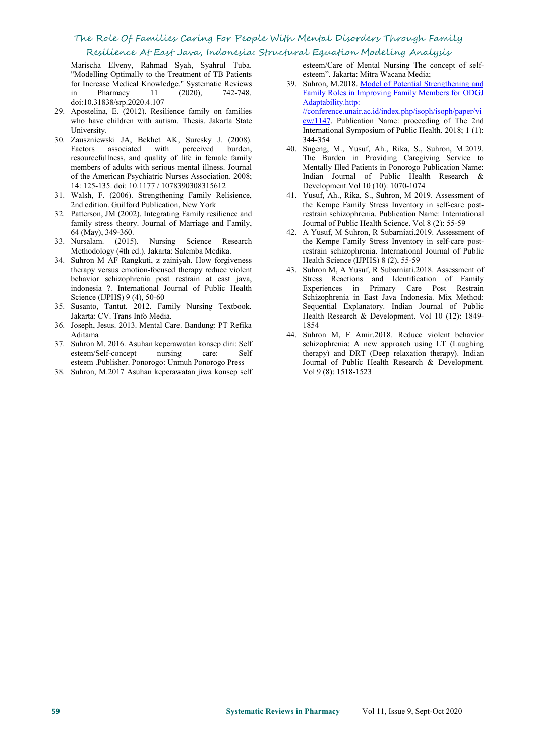Marischa Elveny, Rahmad Syah, Syahrul Tuba. "Modelling Optimally to the Treatment of TB Patients for Increase Medical Knowledge." Systematic Reviews in Pharmacy 11 (2020), 742-748. doi:10.31838/srp.2020.4.107

29. Apostelina, E. (2012). Resilience family on families who have children with autism. Thesis. Jakarta State University.
30. Zauszniewski JA, Bekhet AK, Suresky J. (2008). Factors associated with perceived burden, resourcefullness, and quality of life in female family members of adults with serious mental illness. Journal of the American Psychiatric Nurses Association. 2008; 14: 125-135. doi: 10.1177 / 1078390308315612
31. Walsh, F. (2006). Strengthening Family Relisience, 2nd edition. Guilford Publication, New York
32. Patterson, JM (2002). Integrating Family resilience and family stress theory. Journal of Marriage and Family, 64 (May), 349-360.
33. Nursalam. (2015). Nursing Science Research Methodology (4th ed.). Jakarta: Salemba Medika.
34. Suhron M AF Rangkuti, z zainiyah. How forgiveness therapy versus emotion-focused therapy reduce violent behavior schizophrenia post restrain at east java, indonesia ?. International Journal of Public Health Science (IJPHS) 9 (4), 50-60
35. Susanto, Tantut. 2012. Family Nursing Textbook. Jakarta: CV. Trans Info Media.
36. Joseph, Jesus. 2013. Mental Care. Bandung: PT Refika Aditama
37. Suhron M. 2016. Asuhan keperawatan konsep diri: Self esteem/Self-concept nursing care: Self esteem .Publisher. Ponorogo: Unmuh Ponorogo Press
38. Suhron, M.2017 Asuhan keperawatan jiwa konsep self esteem/Care of Mental Nursing The concept of self-esteem". Jakarta: Mitra Wacana Media;
39. Suhron, M.2018. Model of Potential Strengthening and Family Roles in Improving Family Members for ODGJ Adaptability.http://conference.unair.ac.id/index.php/isoph/isoph/paper/view/1147. Publication Name: proceeding of The 2nd International Symposium of Public Health. 2018; 1 (1): 344-354
40. Sugeng, M., Yusuf, Ah., Rika, S., Suhron, M.2019. The Burden in Providing Caregiving Service to Mentally Illed Patients in Ponorogo Publication Name: Indian Journal of Public Health Research & Development.Vol 10 (10): 1070-1074
41. Yusuf, Ah., Rika, S., Suhron, M 2019. Assessment of the Kempe Family Stress Inventory in self-care post-restrain schizophrenia. Publication Name: International Journal of Public Health Science. Vol 8 (2): 55-59
42. A Yusuf, M Suhron, R Subarniati.2019. Assessment of the Kempe Family Stress Inventory in self-care post-restrain schizophrenia. International Journal of Public Health Science (IJPHS) 8 (2), 55-59
43. Suhron M, A Yusuf, R Subarniati.2018. Assessment of Stress Reactions and Identification of Family Experiences in Primary Care Post Restrain Schizophrenia in East Java Indonesia. Mix Method: Sequential Explanatory. Indian Journal of Public Health Research & Development. Vol 10 (12): 1849-1854
44. Suhron M, F Amir.2018. Reduce violent behavior schizophrenia: A new approach using LT (Laughing therapy) and DRT (Deep relaxation therapy). Indian Journal of Public Health Research & Development. Vol 9 (8): 1518-1523